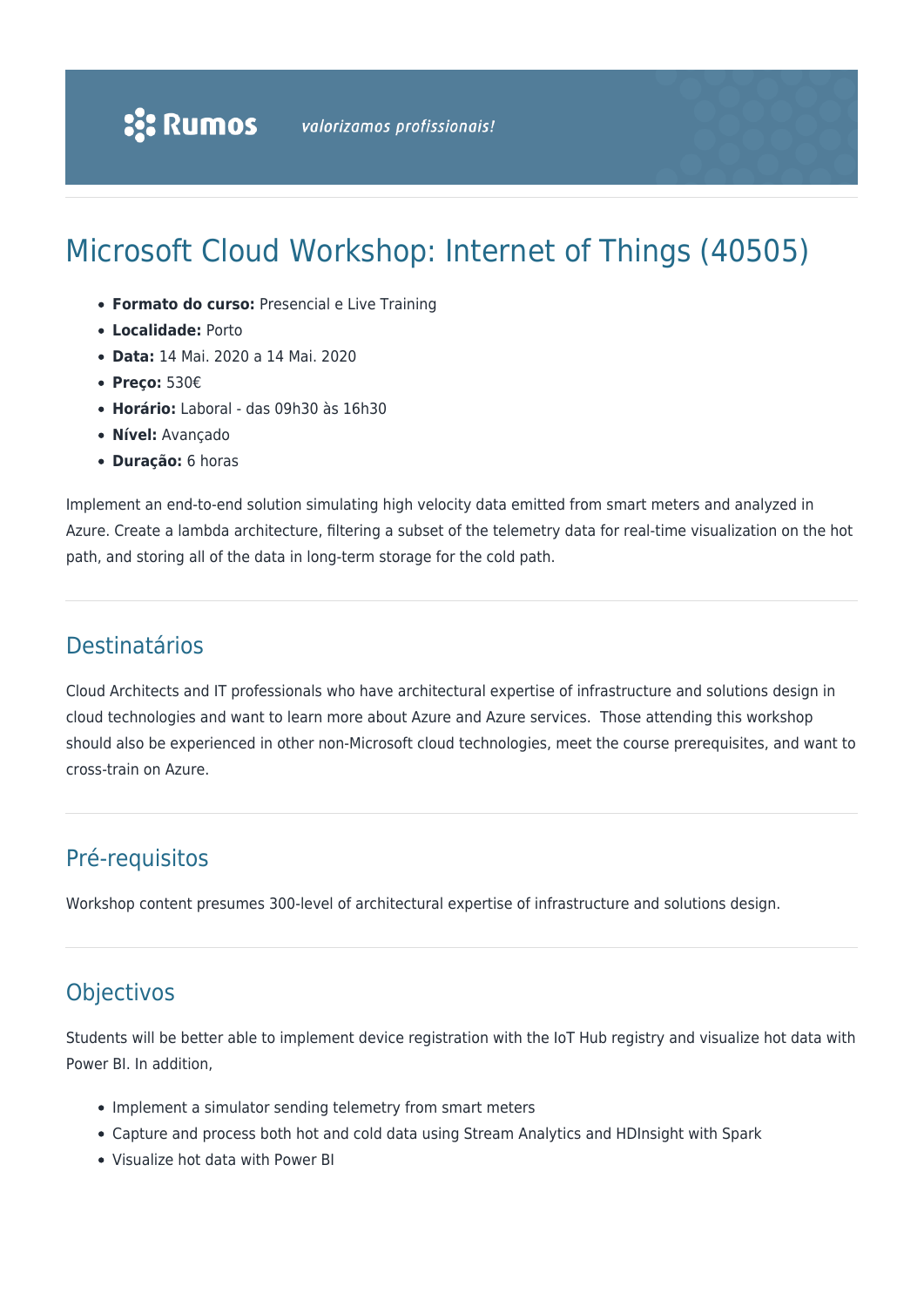# Microsoft Cloud Workshop: Internet of Things (40505)

- **Formato do curso:** Presencial e Live Training
- **Localidade:** Porto
- **Data:** 14 Mai. 2020 a 14 Mai. 2020
- **Preço:** 530€
- **Horário:** Laboral - das 09h30 às 16h30
- **Nível:** Avançado
- **Duração:** 6 horas

Implement an end-to-end solution simulating high velocity data emitted from smart meters and analyzed in Azure. Create a lambda architecture, filtering a subset of the telemetry data for real-time visualization on the hot path, and storing all of the data in long-term storage for the cold path.

## Destinatários

Cloud Architects and IT professionals who have architectural expertise of infrastructure and solutions design in cloud technologies and want to learn more about Azure and Azure services. Those attending this workshop should also be experienced in other non-Microsoft cloud technologies, meet the course prerequisites, and want to cross-train on Azure.

## Pré-requisitos

Workshop content presumes 300-level of architectural expertise of infrastructure and solutions design.

## Objectivos

Students will be better able to implement device registration with the IoT Hub registry and visualize hot data with Power BI. In addition,

- Implement a simulator sending telemetry from smart meters
- Capture and process both hot and cold data using Stream Analytics and HDInsight with Spark
- Visualize hot data with Power BI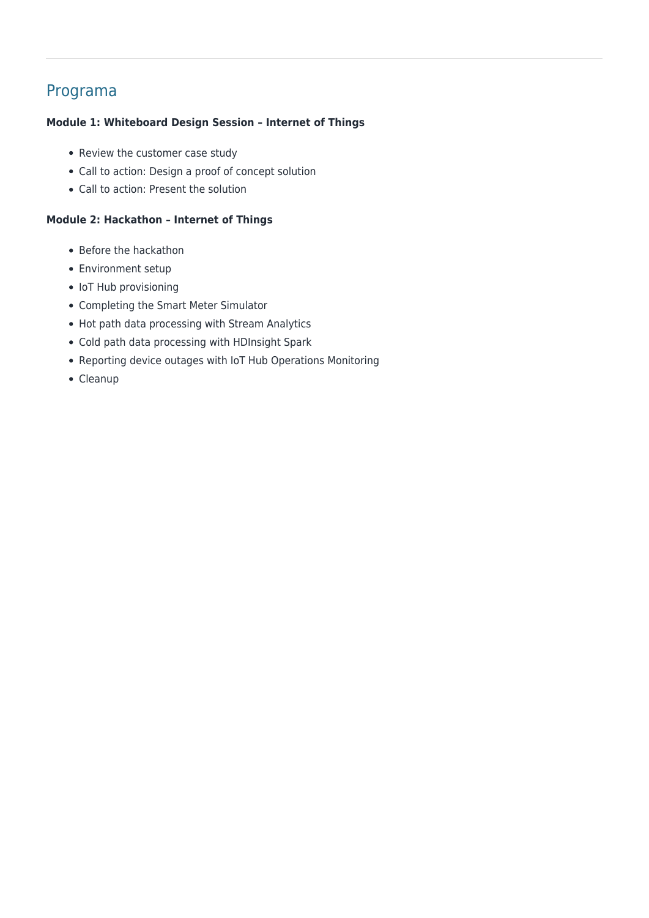## Programa

**Module 1: Whiteboard Design Session – Internet of Things**

- Review the customer case study
- Call to action: Design a proof of concept solution
- Call to action: Present the solution

**Module 2: Hackathon – Internet of Things**

- Before the hackathon
- Environment setup
- IoT Hub provisioning
- Completing the Smart Meter Simulator
- Hot path data processing with Stream Analytics
- Cold path data processing with HDInsight Spark
- Reporting device outages with IoT Hub Operations Monitoring
- Cleanup